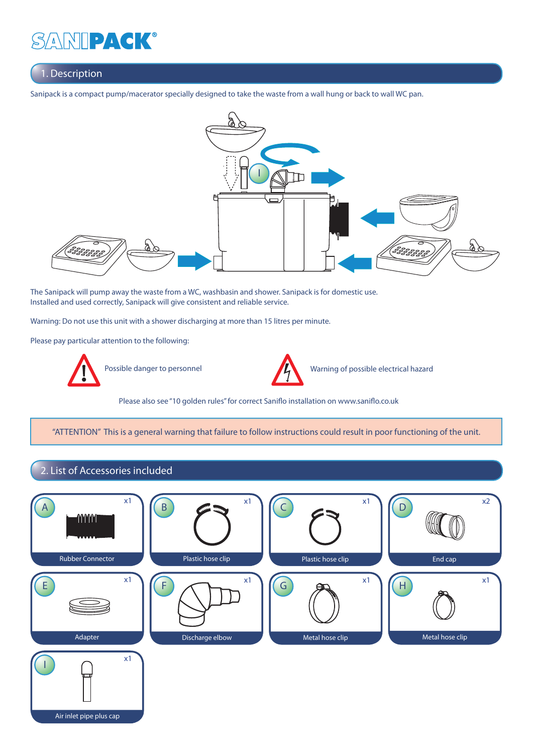# SANIPACK®

## 1. Description

Sanipack is a compact pump/macerator specially designed to take the waste from a wall hung or back to wall WC pan.

The Sanipack will pump away the waste from a WC, washbasin and shower. Sanipack is for domestic use.
Installed and used correctly, Sanipack will give consistent and reliable service.

Warning: Do not use this unit with a shower discharging at more than 15 litres per minute.

Please pay particular attention to the following:

Possible danger to personnel

Warning of possible electrical hazard

Please also see "10 golden rules" for correct Saniflo installation on www.saniflo.co.uk

"ATTENTION" This is a general warning that failure to follow instructions could result in poor functioning of the unit.

## 2. List of Accessories included

- A – Rubber Connector x1
- B – Plastic hose clip x1
- C – Plastic hose clip x1
- D – End cap x2
- E – Adapter x1
- F – Discharge elbow x1
- G – Metal hose clip x1
- H – Metal hose clip x1
- I – Air inlet pipe plus cap x1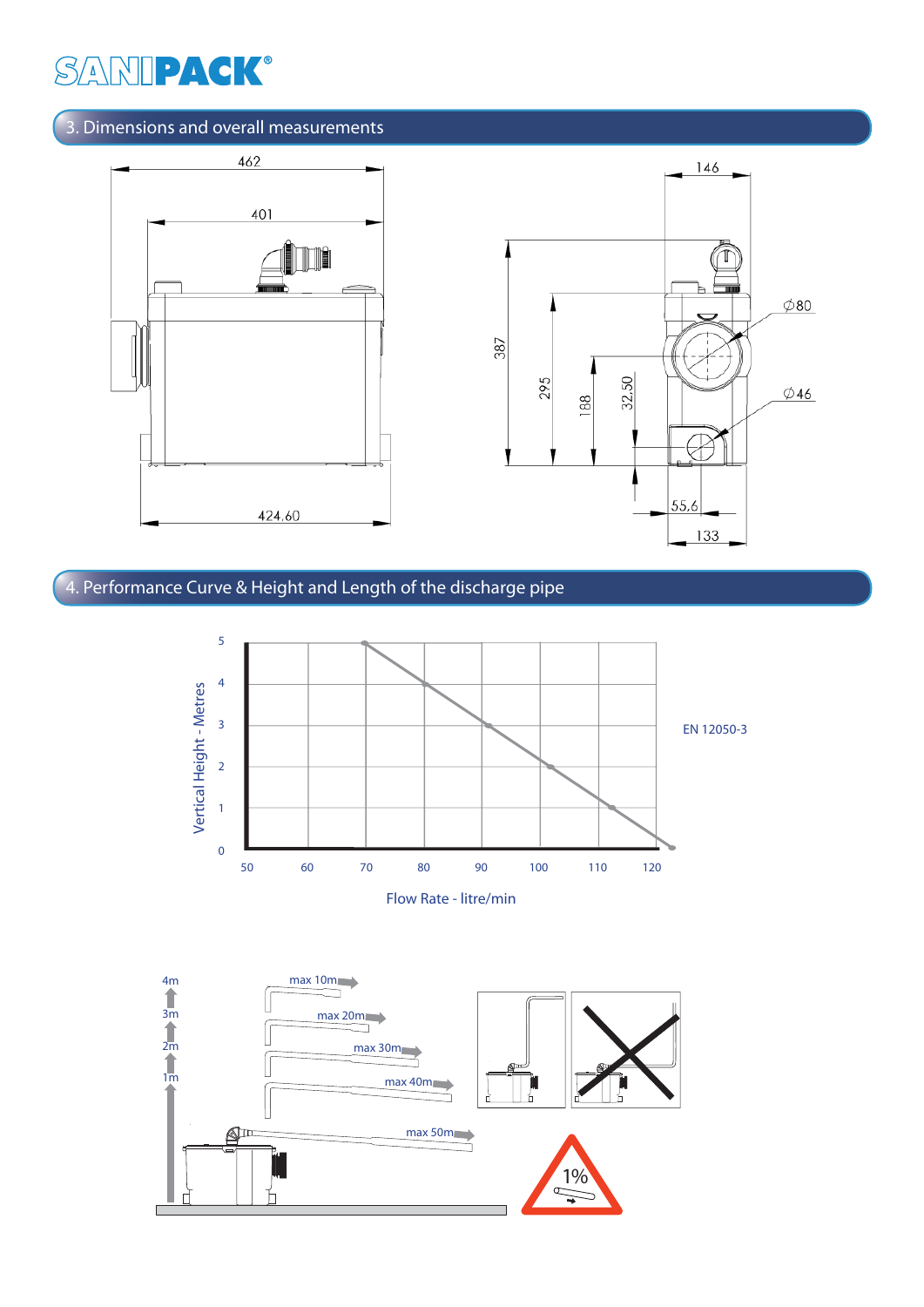## 3. Dimensions and overall measurements

462

401

424,60

146

387

295

188

32,50

∅80

∅46

55,6

133

## 4. Performance Curve & Height and Length of the discharge pipe

Vertical Height - Metres

Flow Rate - litre/min

EN 12050-3

4m

3m

2m

1m

max 10m

max 20m

max 30m

max 40m

max 50m

1%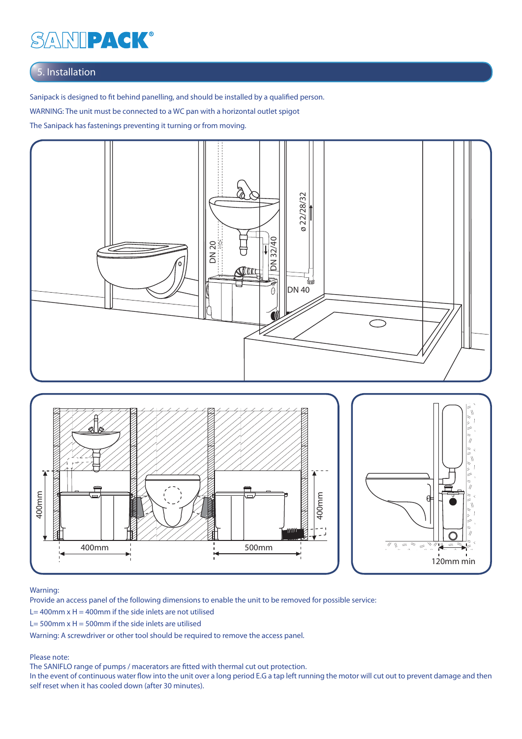# SANIPACK®

## 5. Installation

Sanipack is designed to fit behind panelling, and should be installed by a qualified person.

WARNING: The unit must be connected to a WC pan with a horizontal outlet spigot

The Sanipack has fastenings preventing it turning or from moving.

DN 20

ø 22/28/32

DN 32/40

DN 40

400mm

400mm

500mm

400mm

120mm min

Warning:

Provide an access panel of the following dimensions to enable the unit to be removed for possible service:

L= 400mm x H = 400mm if the side inlets are not utilised

L= 500mm x H = 500mm if the side inlets are utilised

Warning: A screwdriver or other tool should be required to remove the access panel.

Please note:

The SANIFLO range of pumps / macerators are fitted with thermal cut out protection.

In the event of continuous water flow into the unit over a long period E.G a tap left running the motor will cut out to prevent damage and then self reset when it has cooled down (after 30 minutes).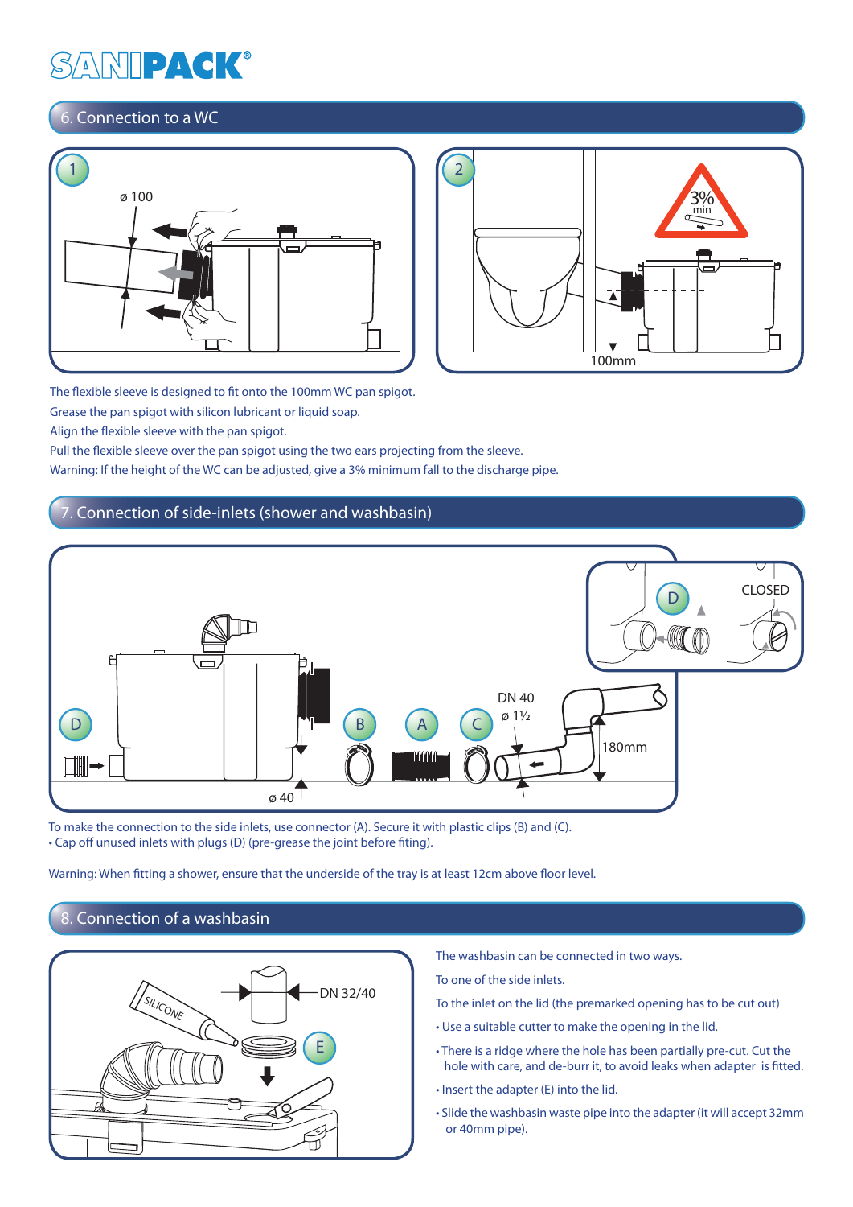## 6. Connection to a WC

The flexible sleeve is designed to fit onto the 100mm WC pan spigot.

Grease the pan spigot with silicon lubricant or liquid soap.

Align the flexible sleeve with the pan spigot.

Pull the flexible sleeve over the pan spigot using the two ears projecting from the sleeve.

Warning: If the height of the WC can be adjusted, give a 3% minimum fall to the discharge pipe.

## 7. Connection of side-inlets (shower and washbasin)

To make the connection to the side inlets, use connector (A). Secure it with plastic clips (B) and (C).

- Cap off unused inlets with plugs (D) (pre-grease the joint before fitting).

Warning: When fitting a shower, ensure that the underside of the tray is at least 12cm above floor level.

## 8. Connection of a washbasin

The washbasin can be connected in two ways.

To one of the side inlets.

To the inlet on the lid (the premarked opening has to be cut out)

- Use a suitable cutter to make the opening in the lid.
- There is a ridge where the hole has been partially pre-cut. Cut the hole with care, and de-burr it, to avoid leaks when adapter is fitted.
- Insert the adapter (E) into the lid.
- Slide the washbasin waste pipe into the adapter (it will accept 32mm or 40mm pipe).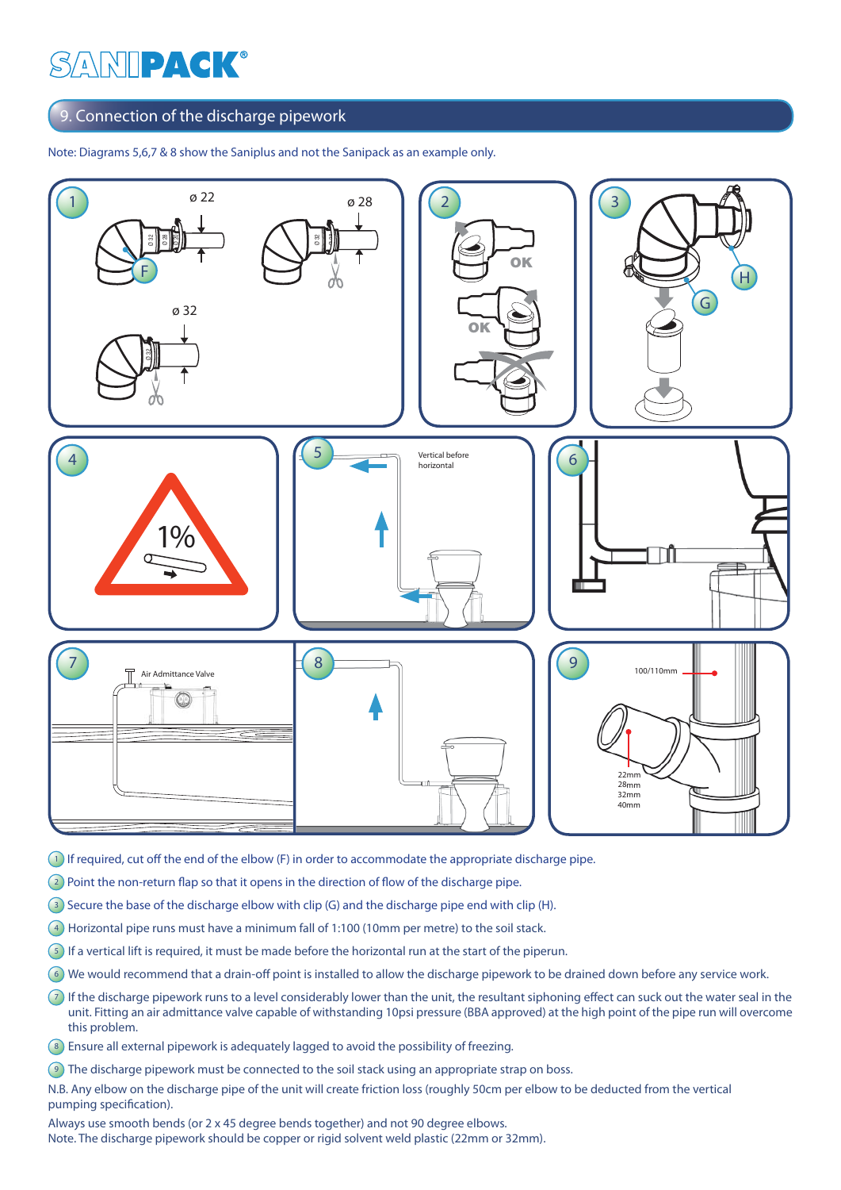## 9. Connection of the discharge pipework

Note: Diagrams 5,6,7 & 8 show the Saniplus and not the Sanipack as an example only.

1. If required, cut off the end of the elbow (F) in order to accommodate the appropriate discharge pipe.
2. Point the non-return flap so that it opens in the direction of flow of the discharge pipe.
3. Secure the base of the discharge elbow with clip (G) and the discharge pipe end with clip (H).
4. Horizontal pipe runs must have a minimum fall of 1:100 (10mm per metre) to the soil stack.
5. If a vertical lift is required, it must be made before the horizontal run at the start of the piperun.
6. We would recommend that a drain-off point is installed to allow the discharge pipework to be drained down before any service work.
7. If the discharge pipework runs to a level considerably lower than the unit, the resultant siphoning effect can suck out the water seal in the unit. Fitting an air admittance valve capable of withstanding 10psi pressure (BBA approved) at the high point of the pipe run will overcome this problem.
8. Ensure all external pipework is adequately lagged to avoid the possibility of freezing.
9. The discharge pipework must be connected to the soil stack using an appropriate strap on boss.

N.B. Any elbow on the discharge pipe of the unit will create friction loss (roughly 50cm per elbow to be deducted from the vertical pumping specification).

Always use smooth bends (or 2 x 45 degree bends together) and not 90 degree elbows.
Note. The discharge pipework should be copper or rigid solvent weld plastic (22mm or 32mm).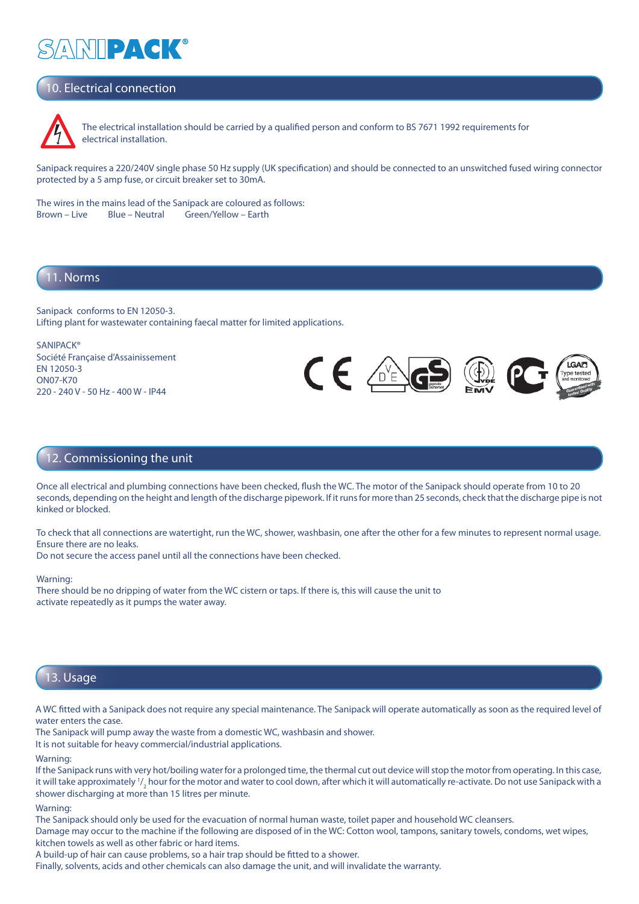## 10. Electrical connection

The electrical installation should be carried by a qualified person and conform to BS 7671 1992 requirements for electrical installation.

Sanipack requires a 220/240V single phase 50 Hz supply (UK specification) and should be connected to an unswitched fused wiring connector protected by a 5 amp fuse, or circuit breaker set to 30mA.

The wires in the mains lead of the Sanipack are coloured as follows:
Brown – Live    Blue – Neutral    Green/Yellow – Earth

## 11. Norms

Sanipack conforms to EN 12050-3.
Lifting plant for wastewater containing faecal matter for limited applications.

SANIPACK®
Société Française d'Assainissement
EN 12050-3
ON07-K70
220 - 240 V - 50 Hz - 400 W - IP44

## 12. Commissioning the unit

Once all electrical and plumbing connections have been checked, flush the WC. The motor of the Sanipack should operate from 10 to 20 seconds, depending on the height and length of the discharge pipework. If it runs for more than 25 seconds, check that the discharge pipe is not kinked or blocked.

To check that all connections are watertight, run the WC, shower, washbasin, one after the other for a few minutes to represent normal usage. Ensure there are no leaks.
Do not secure the access panel until all the connections have been checked.

Warning:
There should be no dripping of water from the WC cistern or taps. If there is, this will cause the unit to activate repeatedly as it pumps the water away.

## 13. Usage

A WC fitted with a Sanipack does not require any special maintenance. The Sanipack will operate automatically as soon as the required level of water enters the case.
The Sanipack will pump away the waste from a domestic WC, washbasin and shower.
It is not suitable for heavy commercial/industrial applications.

Warning:
If the Sanipack runs with very hot/boiling water for a prolonged time, the thermal cut out device will stop the motor from operating. In this case, it will take approximately 1/2 hour for the motor and water to cool down, after which it will automatically re-activate. Do not use Sanipack with a shower discharging at more than 15 litres per minute.

Warning:
The Sanipack should only be used for the evacuation of normal human waste, toilet paper and household WC cleansers.
Damage may occur to the machine if the following are disposed of in the WC: Cotton wool, tampons, sanitary towels, condoms, wet wipes, kitchen towels as well as other fabric or hard items.
A build-up of hair can cause problems, so a hair trap should be fitted to a shower.
Finally, solvents, acids and other chemicals can also damage the unit, and will invalidate the warranty.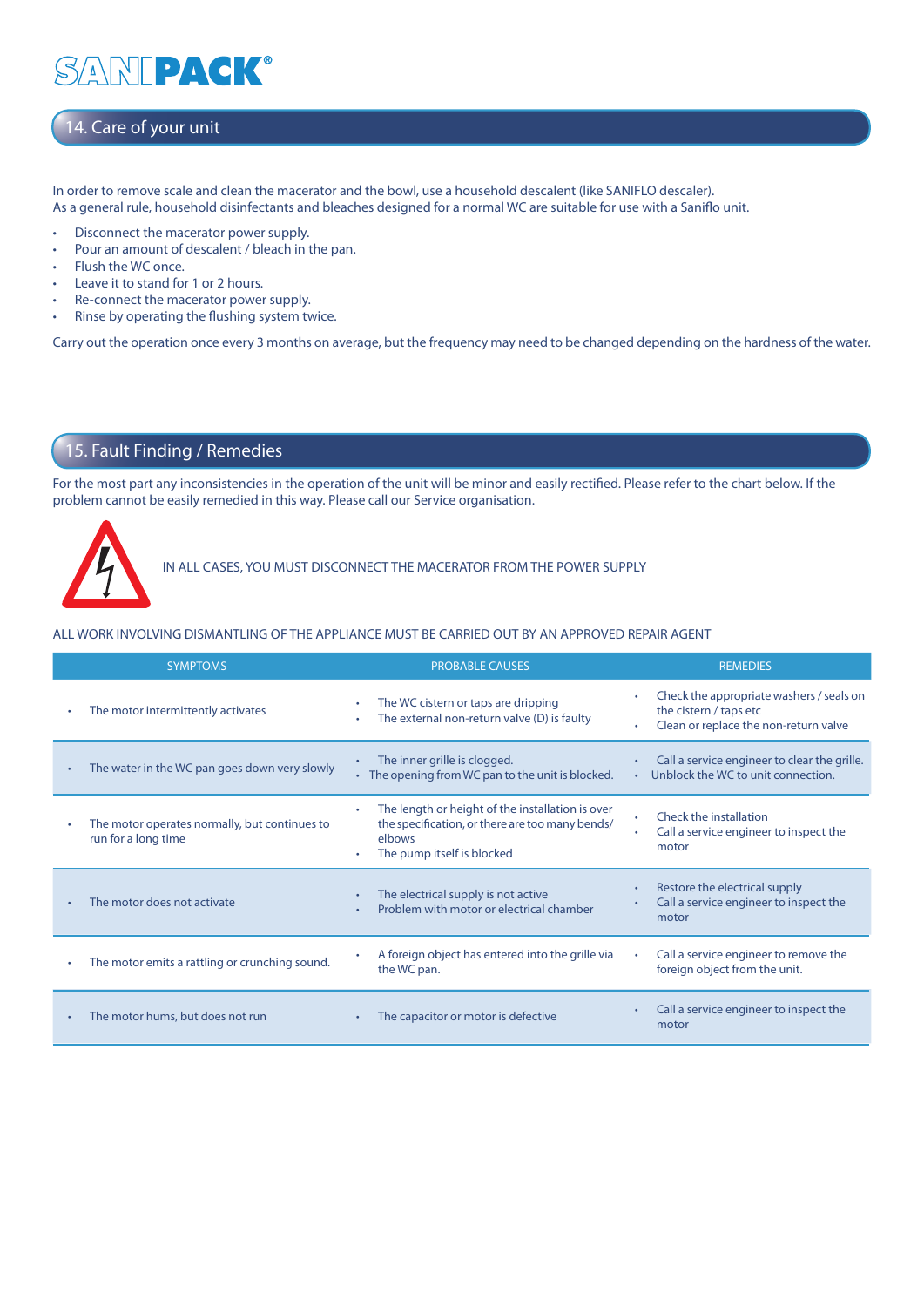## 14. Care of your unit

In order to remove scale and clean the macerator and the bowl, use a household descalent (like SANIFLO descaler).
As a general rule, household disinfectants and bleaches designed for a normal WC are suitable for use with a Saniflo unit.

- Disconnect the macerator power supply.
- Pour an amount of descalent / bleach in the pan.
- Flush the WC once.
- Leave it to stand for 1 or 2 hours.
- Re-connect the macerator power supply.
- Rinse by operating the flushing system twice.

Carry out the operation once every 3 months on average, but the frequency may need to be changed depending on the hardness of the water.

## 15. Fault Finding / Remedies

For the most part any inconsistencies in the operation of the unit will be minor and easily rectified. Please refer to the chart below. If the problem cannot be easily remedied in this way. Please call our Service organisation.

IN ALL CASES, YOU MUST DISCONNECT THE MACERATOR FROM THE POWER SUPPLY

ALL WORK INVOLVING DISMANTLING OF THE APPLIANCE MUST BE CARRIED OUT BY AN APPROVED REPAIR AGENT

| SYMPTOMS | PROBABLE CAUSES | REMEDIES |
|---|---|---|
| • The motor intermittently activates | • The WC cistern or taps are dripping<br>• The external non-return valve (D) is faulty | • Check the appropriate washers / seals on the cistern / taps etc<br>• Clean or replace the non-return valve |
| • The water in the WC pan goes down very slowly | • The inner grille is clogged.<br>• The opening from WC pan to the unit is blocked. | • Call a service engineer to clear the grille.<br>• Unblock the WC to unit connection. |
| • The motor operates normally, but continues to run for a long time | • The length or height of the installation is over the specification, or there are too many bends/ elbows<br>• The pump itself is blocked | • Check the installation<br>• Call a service engineer to inspect the motor |
| • The motor does not activate | • The electrical supply is not active<br>• Problem with motor or electrical chamber | • Restore the electrical supply<br>• Call a service engineer to inspect the motor |
| • The motor emits a rattling or crunching sound. | • A foreign object has entered into the grille via the WC pan. | • Call a service engineer to remove the foreign object from the unit. |
| • The motor hums, but does not run | • The capacitor or motor is defective | • Call a service engineer to inspect the motor |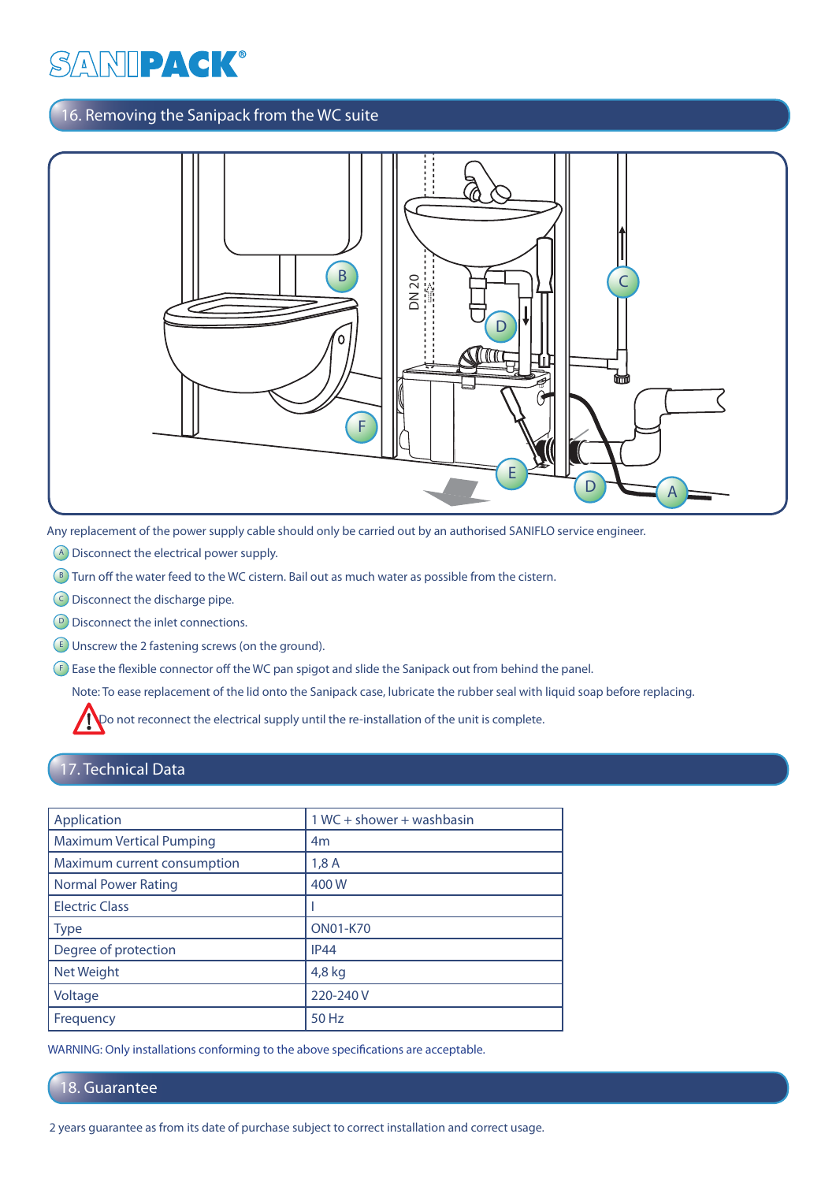## 16. Removing the Sanipack from the WC suite

Any replacement of the power supply cable should only be carried out by an authorised SANIFLO service engineer.

- A Disconnect the electrical power supply.
- B Turn off the water feed to the WC cistern. Bail out as much water as possible from the cistern.
- C Disconnect the discharge pipe.
- D Disconnect the inlet connections.
- E Unscrew the 2 fastening screws (on the ground).
- F Ease the flexible connector off the WC pan spigot and slide the Sanipack out from behind the panel.

Note: To ease replacement of the lid onto the Sanipack case, lubricate the rubber seal with liquid soap before replacing.

⚠ Do not reconnect the electrical supply until the re-installation of the unit is complete.

## 17. Technical Data

| Application | 1 WC + shower + washbasin |
|---|---|
| Maximum Vertical Pumping | 4m |
| Maximum current consumption | 1,8 A |
| Normal Power Rating | 400 W |
| Electric Class | I |
| Type | ON01-K70 |
| Degree of protection | IP44 |
| Net Weight | 4,8 kg |
| Voltage | 220-240 V |
| Frequency | 50 Hz |

WARNING: Only installations conforming to the above specifications are acceptable.

## 18. Guarantee

2 years guarantee as from its date of purchase subject to correct installation and correct usage.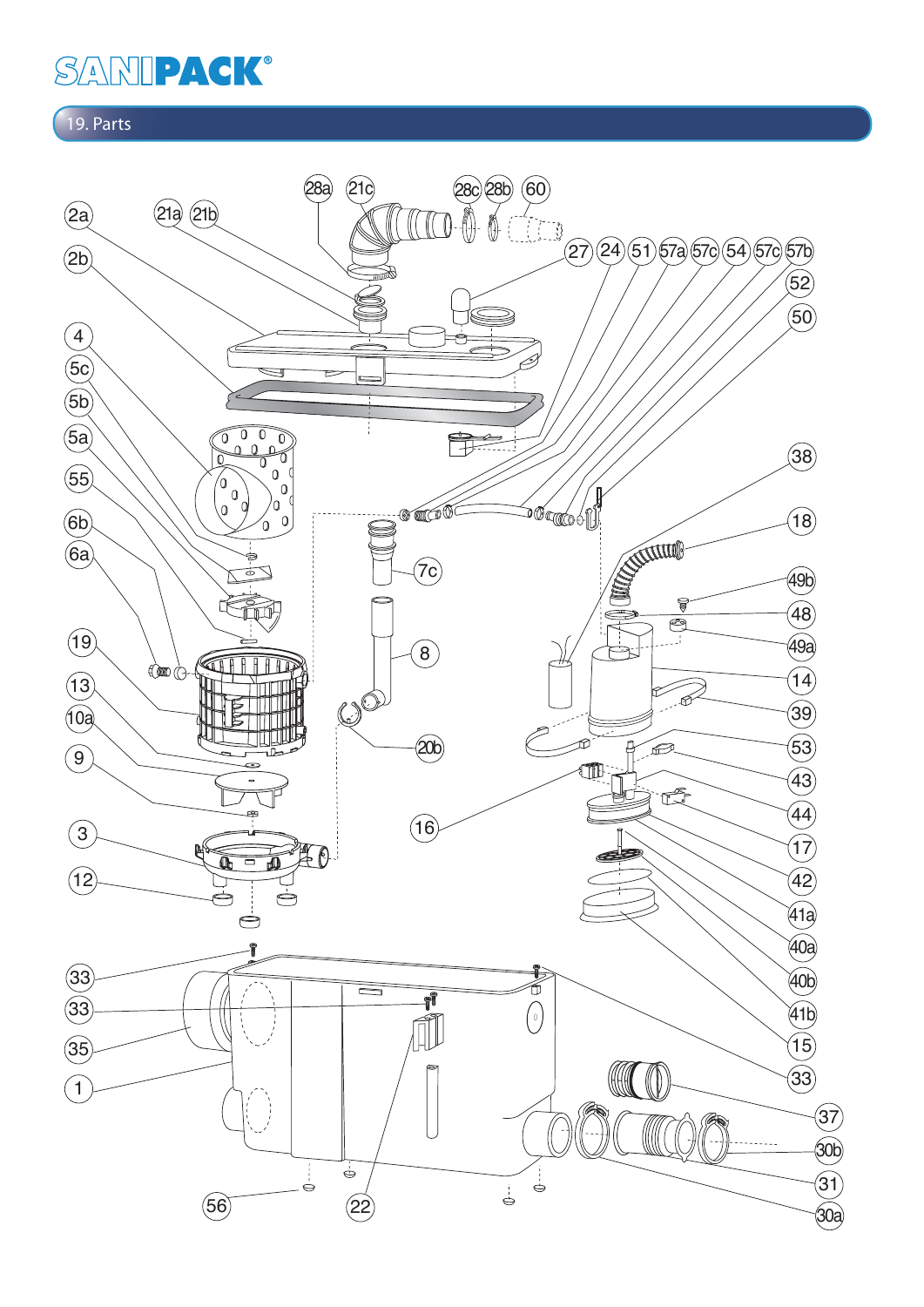SANIPACK®

## 19. Parts

28a 21c 28c 28b 60

2a 21a 21b

2b

27 24 51 57a 57c 54 57c 57b

52

4

50

5c

5b

5a

55

38

6b

18

6a

7c

49b

48

19

8

49a

14

13

39

10a

20b

53

9

43

16

44

3

17

12

42

41a

40a

40b

41b

33

15

33

35

33

1

37

30b

31

56

22

30a